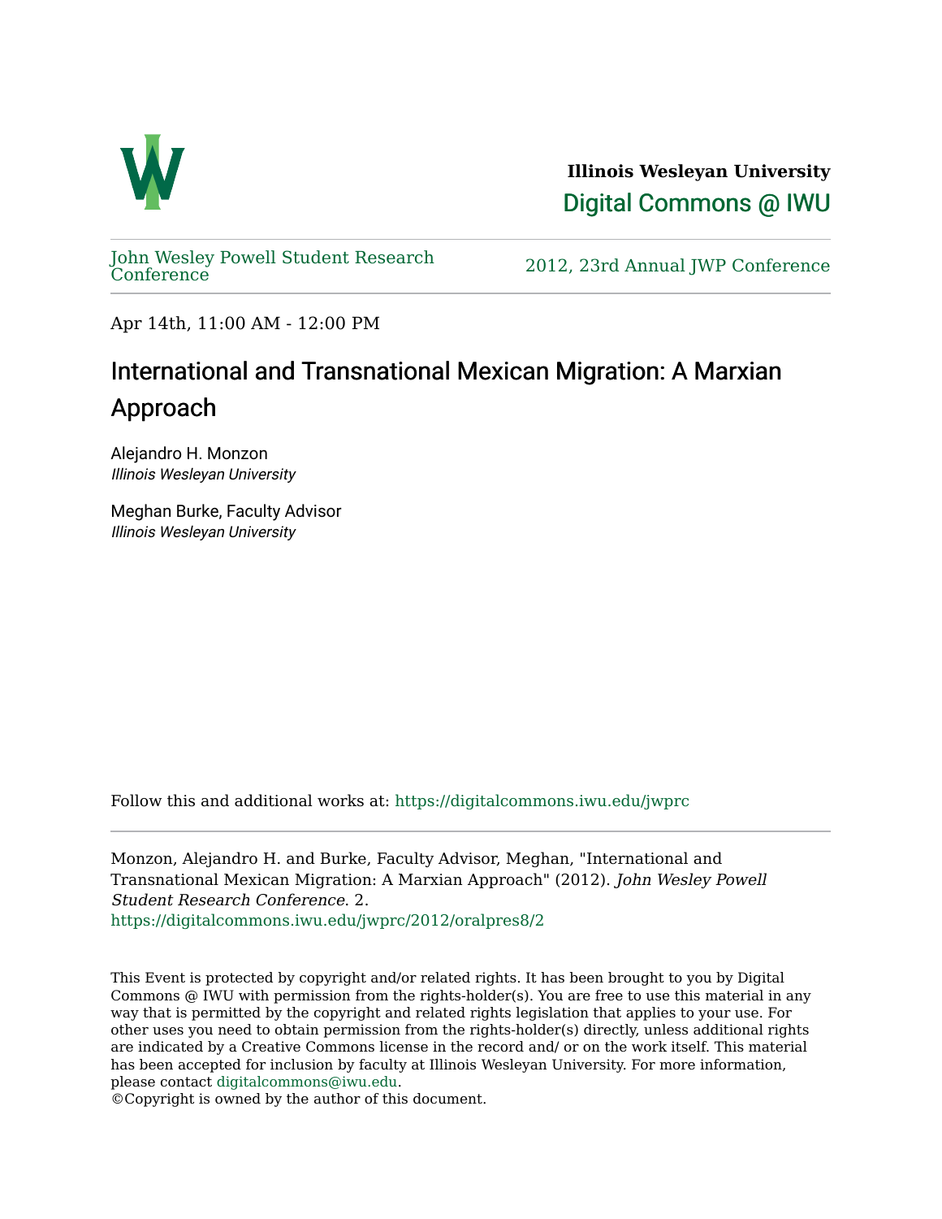**Illinois Wesleyan University**

Digital Commons @ IWU

John Wesley Powell Student Research Conference

2012, 23rd Annual JWP Conference

Apr 14th, 11:00 AM - 12:00 PM

# International and Transnational Mexican Migration: A Marxian Approach

Alejandro H. Monzon
*Illinois Wesleyan University*

Meghan Burke, Faculty Advisor
*Illinois Wesleyan University*

Follow this and additional works at: https://digitalcommons.iwu.edu/jwprc

Monzon, Alejandro H. and Burke, Faculty Advisor, Meghan, "International and Transnational Mexican Migration: A Marxian Approach" (2012). *John Wesley Powell Student Research Conference*. 2.
https://digitalcommons.iwu.edu/jwprc/2012/oralpres8/2

This Event is protected by copyright and/or related rights. It has been brought to you by Digital Commons @ IWU with permission from the rights-holder(s). You are free to use this material in any way that is permitted by the copyright and related rights legislation that applies to your use. For other uses you need to obtain permission from the rights-holder(s) directly, unless additional rights are indicated by a Creative Commons license in the record and/ or on the work itself. This material has been accepted for inclusion by faculty at Illinois Wesleyan University. For more information, please contact digitalcommons@iwu.edu.
©Copyright is owned by the author of this document.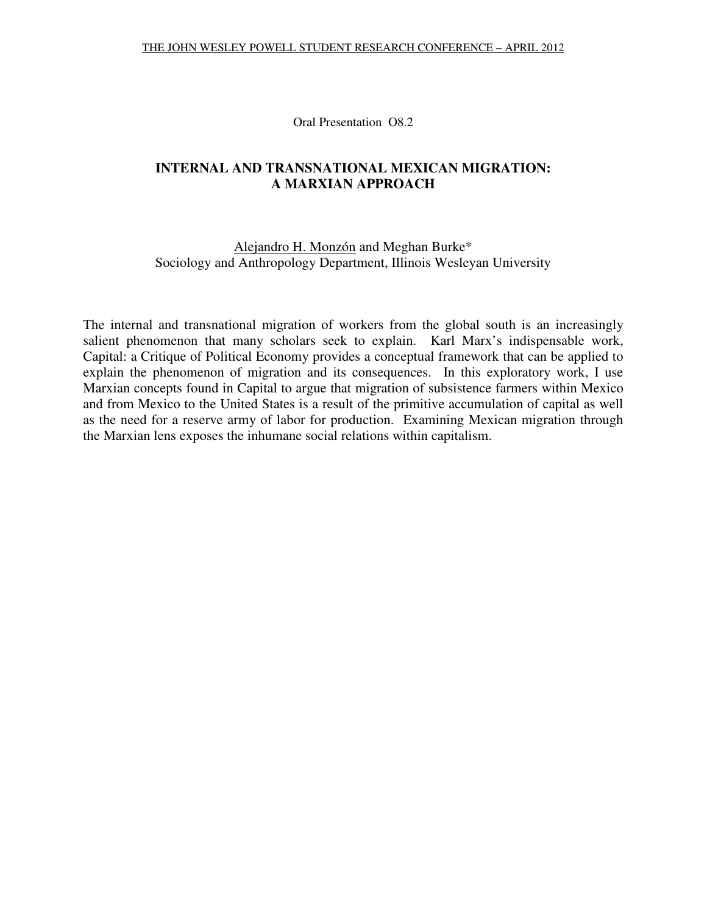Oral Presentation O8.2

# INTERNAL AND TRANSNATIONAL MEXICAN MIGRATION: A MARXIAN APPROACH

Alejandro H. Monzón and Meghan Burke*
Sociology and Anthropology Department, Illinois Wesleyan University

The internal and transnational migration of workers from the global south is an increasingly salient phenomenon that many scholars seek to explain. Karl Marx's indispensable work, Capital: a Critique of Political Economy provides a conceptual framework that can be applied to explain the phenomenon of migration and its consequences. In this exploratory work, I use Marxian concepts found in Capital to argue that migration of subsistence farmers within Mexico and from Mexico to the United States is a result of the primitive accumulation of capital as well as the need for a reserve army of labor for production. Examining Mexican migration through the Marxian lens exposes the inhumane social relations within capitalism.